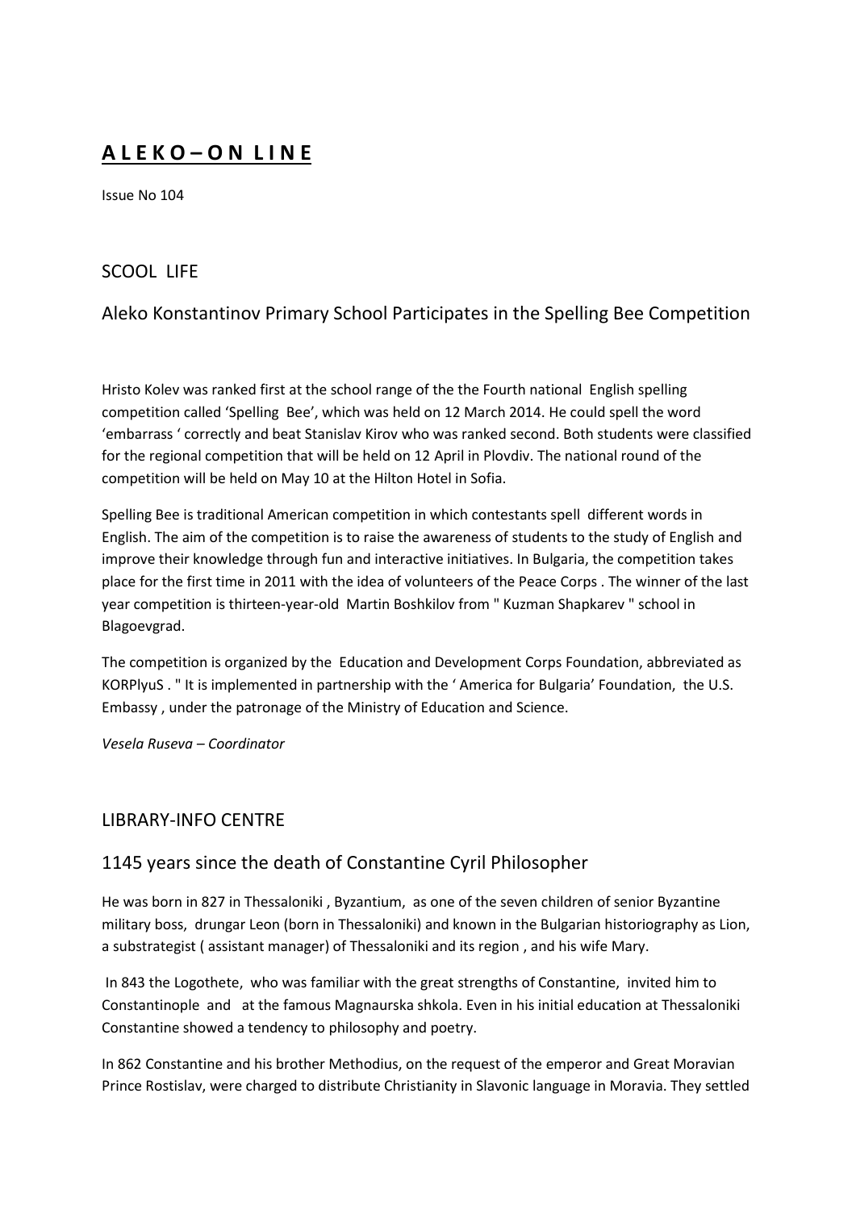# **A L E K O – O N L I N E**

Issue No 104

## SCOOL LIFE

## Aleko Konstantinov Primary School Participates in the Spelling Bee Competition

Hristo Kolev was ranked first at the school range of the the Fourth national English spelling competition called 'Spelling Bee', which was held on 12 March 2014. He could spell the word 'embarrass ' correctly and beat Stanislav Kirov who was ranked second. Both students were classified for the regional competition that will be held on 12 April in Plovdiv. The national round of the competition will be held on May 10 at the Hilton Hotel in Sofia.

Spelling Bee is traditional American competition in which contestants spell different words in English. The aim of the competition is to raise the awareness of students to the study of English and improve their knowledge through fun and interactive initiatives. In Bulgaria, the competition takes place for the first time in 2011 with the idea of volunteers of the Peace Corps . The winner of the last year competition is thirteen-year-old Martin Boshkilov from " Kuzman Shapkarev " school in Blagoevgrad.

The competition is organized by the Education and Development Corps Foundation, abbreviated as KORPlyuS . " It is implemented in partnership with the ' America for Bulgaria' Foundation, the U.S. Embassy , under the patronage of the Ministry of Education and Science.

*Vesela Ruseva – Coordinator*

## LIBRARY-INFO CENTRE

## 1145 years since the death of Constantine Cyril Philosopher

He was born in 827 in Thessaloniki , Byzantium, as one of the seven children of senior Byzantine military boss, drungar Leon (born in Thessaloniki) and known in the Bulgarian historiography as Lion, a substrategist ( assistant manager) of Thessaloniki and its region , and his wife Mary.

In 843 the Logothete, who was familiar with the great strengths of Constantine, invited him to Constantinople and at the famous Magnaurska shkola. Even in his initial education at Thessaloniki Constantine showed a tendency to philosophy and poetry.

In 862 Constantine and his brother Methodius, on the request of the emperor and Great Moravian Prince Rostislav, were charged to distribute Christianity in Slavonic language in Moravia. They settled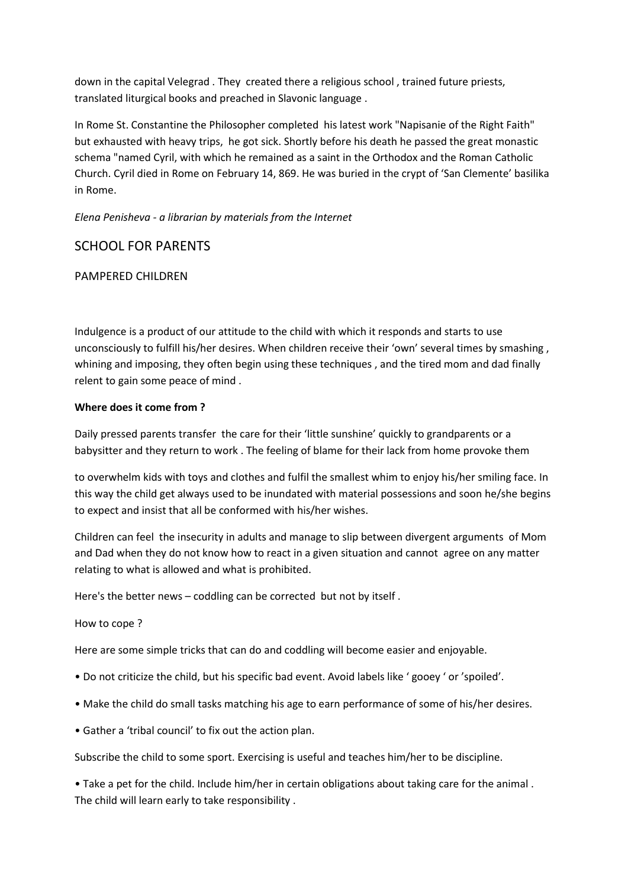down in the capital Velegrad . They created there a religious school , trained future priests, translated liturgical books and preached in Slavonic language .

In Rome St. Constantine the Philosopher completed his latest work "Napisanie of the Right Faith" but exhausted with heavy trips, he got sick. Shortly before his death he passed the great monastic schema "named Cyril, with which he remained as a saint in the Orthodox and the Roman Catholic Church. Cyril died in Rome on February 14, 869. He was buried in the crypt of 'San Clemente' basilika in Rome.

*Elena Penisheva - a librarian by materials from the Internet*

## SCHOOL FOR PARENTS

### PAMPERED CHILDREN

Indulgence is a product of our attitude to the child with which it responds and starts to use unconsciously to fulfill his/her desires. When children receive their 'own' several times by smashing , whining and imposing, they often begin using these techniques , and the tired mom and dad finally relent to gain some peace of mind .

**Where does it come from ?**

Daily pressed parents transfer the care for their 'little sunshine' quickly to grandparents or a babysitter and they return to work . The feeling of blame for their lack from home provoke them

to overwhelm kids with toys and clothes and fulfil the smallest whim to enjoy his/her smiling face. In this way the child get always used to be inundated with material possessions and soon he/she begins to expect and insist that all be conformed with his/her wishes.

Children can feel the insecurity in adults and manage to slip between divergent arguments of Mom and Dad when they do not know how to react in a given situation and cannot agree on any matter relating to what is allowed and what is prohibited.

Here's the better news – coddling can be corrected but not by itself .

How to cope ?

Here are some simple tricks that can do and coddling will become easier and enjoyable.

- Do not criticize the child, but his specific bad event. Avoid labels like ' gooey ' or 'spoiled'.
- Make the child do small tasks matching his age to earn performance of some of his/her desires.
- Gather a 'tribal council' to fix out the action plan.

Subscribe the child to some sport. Exercising is useful and teaches him/her to be discipline.

- Take a pet for the child. Include him/her in certain obligations about taking care for the animal . The child will learn early to take responsibility .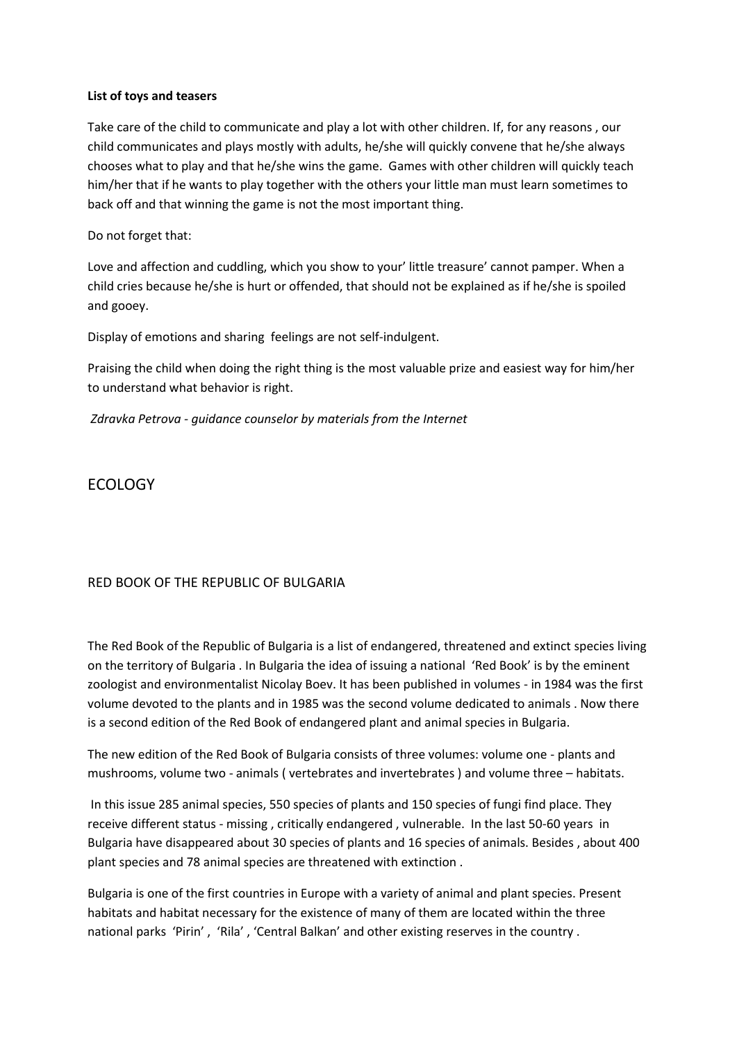**List of toys and teasers**

Take care of the child to communicate and play a lot with other children. If, for any reasons , our child communicates and plays mostly with adults, he/she will quickly convene that he/she always chooses what to play and that he/she wins the game. Games with other children will quickly teach him/her that if he wants to play together with the others your little man must learn sometimes to back off and that winning the game is not the most important thing.

Do not forget that:

Love and affection and cuddling, which you show to your' little treasure' cannot pamper. When a child cries because he/she is hurt or offended, that should not be explained as if he/she is spoiled and gooey.

Display of emotions and sharing feelings are not self-indulgent.

Praising the child when doing the right thing is the most valuable prize and easiest way for him/her to understand what behavior is right.

*Zdravka Petrova - guidance counselor by materials from the Internet*

# ECOLOGY

## RED BOOK OF THE REPUBLIC OF BULGARIA

The Red Book of the Republic of Bulgaria is a list of endangered, threatened and extinct species living on the territory of Bulgaria . In Bulgaria the idea of issuing a national 'Red Book' is by the eminent zoologist and environmentalist Nicolay Boev. It has been published in volumes - in 1984 was the first volume devoted to the plants and in 1985 was the second volume dedicated to animals . Now there is a second edition of the Red Book of endangered plant and animal species in Bulgaria.

The new edition of the Red Book of Bulgaria consists of three volumes: volume one - plants and mushrooms, volume two - animals ( vertebrates and invertebrates ) and volume three – habitats.

In this issue 285 animal species, 550 species of plants and 150 species of fungi find place. They receive different status - missing , critically endangered , vulnerable. In the last 50-60 years in Bulgaria have disappeared about 30 species of plants and 16 species of animals. Besides , about 400 plant species and 78 animal species are threatened with extinction .

Bulgaria is one of the first countries in Europe with a variety of animal and plant species. Present habitats and habitat necessary for the existence of many of them are located within the three national parks 'Pirin' , 'Rila' , 'Central Balkan' and other existing reserves in the country .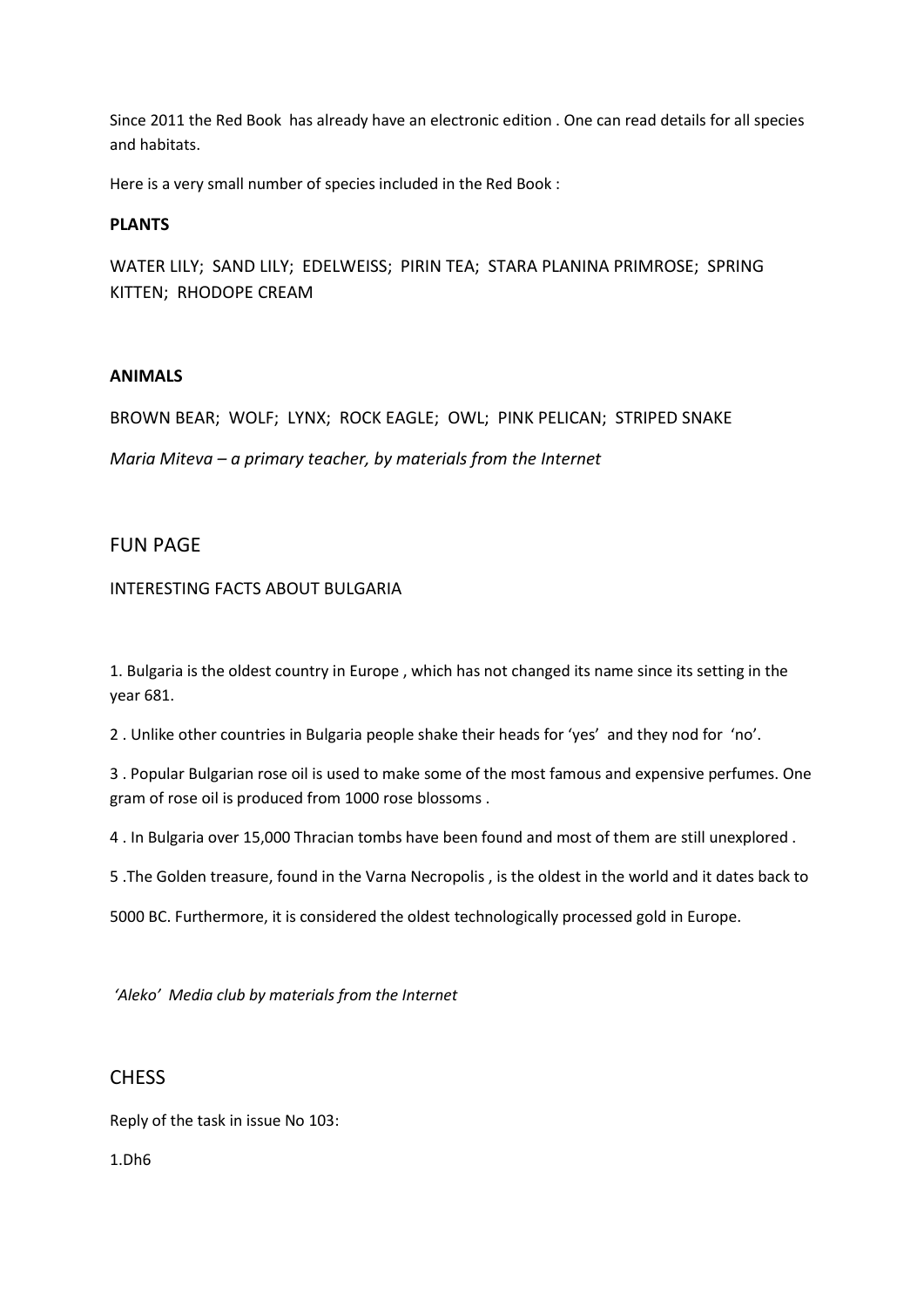Since 2011 the Red Book has already have an electronic edition . One can read details for all species and habitats.

Here is a very small number of species included in the Red Book :

**PLANTS**

WATER LILY; SAND LILY; EDELWEISS; PIRIN TEA; STARA PLANINA PRIMROSE; SPRING KITTEN; RHODOPE CREAM

**ANIMALS**

BROWN BEAR; WOLF; LYNX; ROCK EAGLE; OWL; PINK PELICAN; STRIPED SNAKE

*Maria Miteva – a primary teacher, by materials from the Internet*

## FUN PAGE

INTERESTING FACTS ABOUT BULGARIA

1. Bulgaria is the oldest country in Europe , which has not changed its name since its setting in the year 681.

2 . Unlike other countries in Bulgaria people shake their heads for 'yes' and they nod for 'no'.

3 . Popular Bulgarian rose oil is used to make some of the most famous and expensive perfumes. One gram of rose oil is produced from 1000 rose blossoms .

4 . In Bulgaria over 15,000 Thracian tombs have been found and most of them are still unexplored .

5 .The Golden treasure, found in the Varna Necropolis , is the oldest in the world and it dates back to

5000 BC. Furthermore, it is considered the oldest technologically processed gold in Europe.

*'Aleko' Media club by materials from the Internet*

## CHESS

Reply of the task in issue No 103:

1.Dh6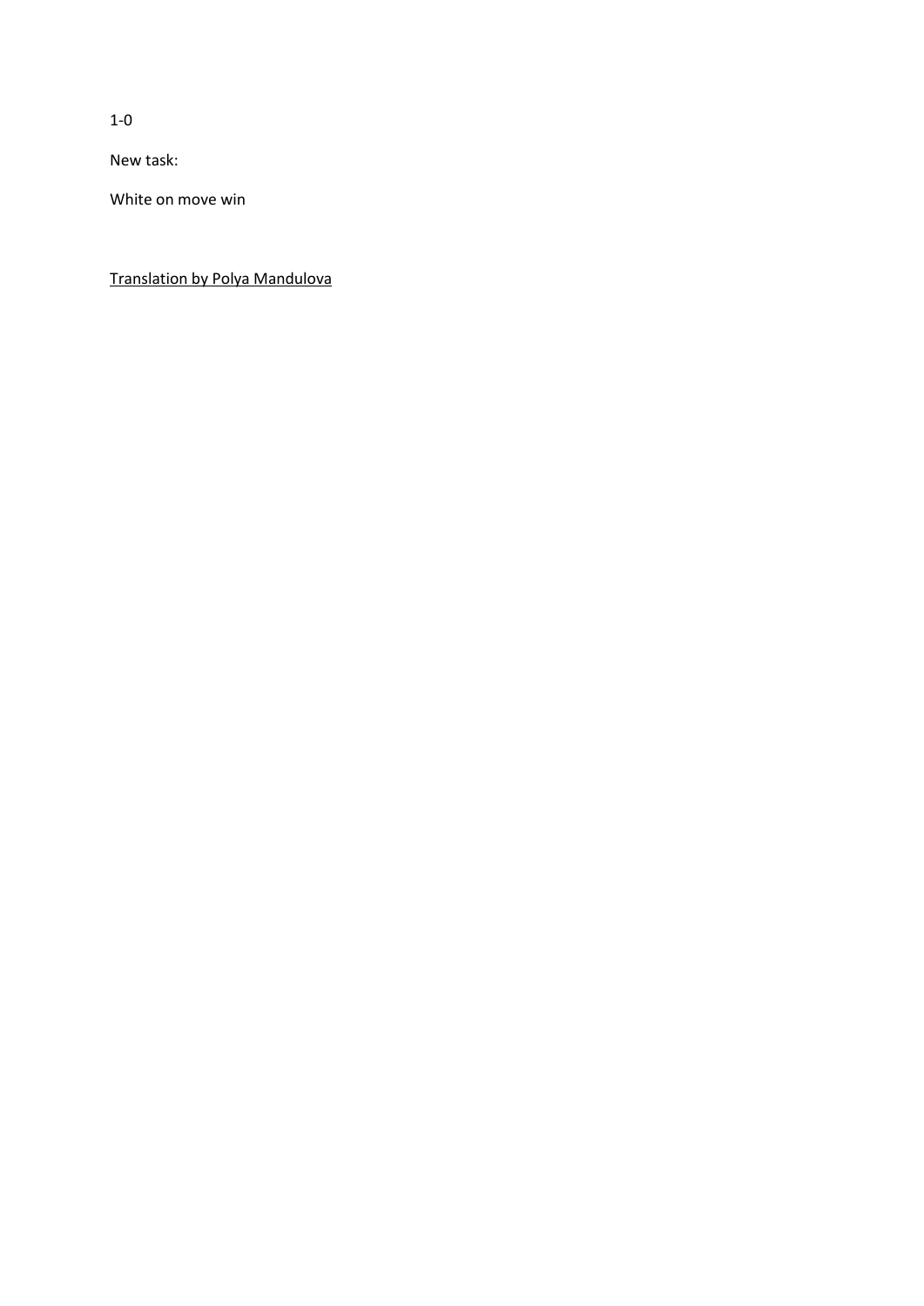1-0

New task:

White on move win

<u>Translation by Polya Mandulova</u>